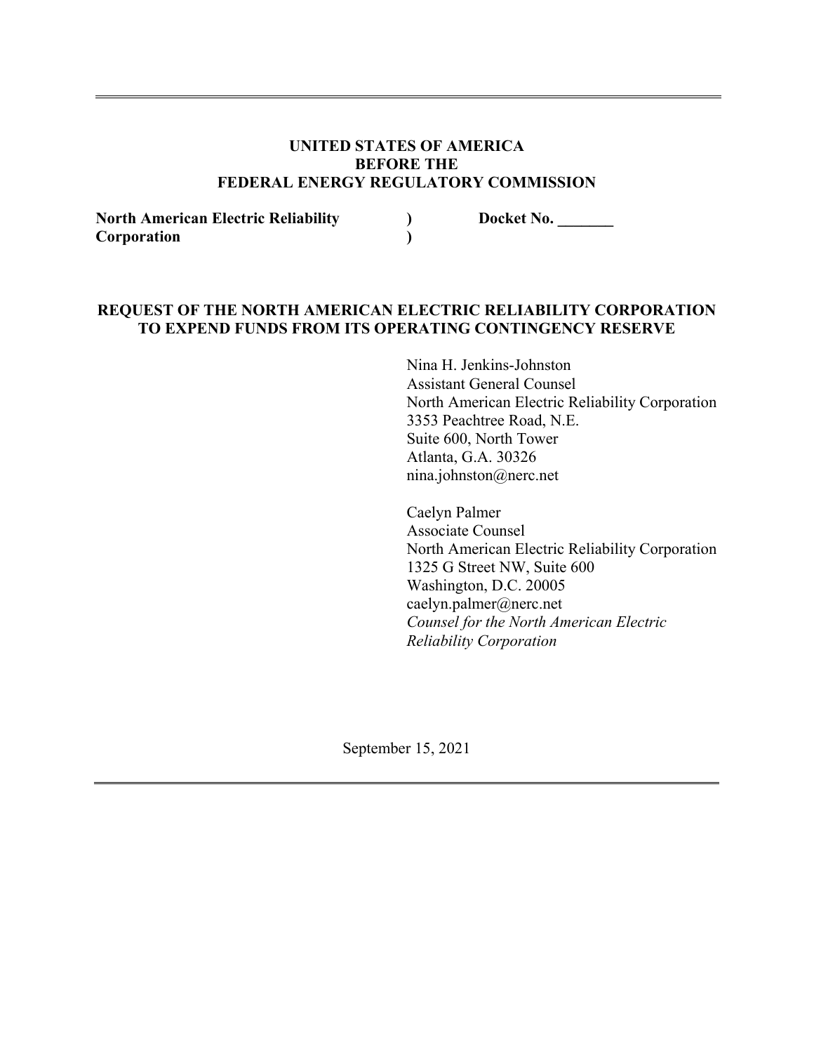**UNITED STATES OF AMERICA**
**BEFORE THE**
**FEDERAL ENERGY REGULATORY COMMISSION**

| | | |
|---|---|---|
| **North American Electric Reliability Corporation** | **)** **)** | **Docket No. _______** |

**REQUEST OF THE NORTH AMERICAN ELECTRIC RELIABILITY CORPORATION TO EXPEND FUNDS FROM ITS OPERATING CONTINGENCY RESERVE**

Nina H. Jenkins-Johnston
Assistant General Counsel
North American Electric Reliability Corporation
3353 Peachtree Road, N.E.
Suite 600, North Tower
Atlanta, G.A. 30326
nina.johnston@nerc.net

Caelyn Palmer
Associate Counsel
North American Electric Reliability Corporation
1325 G Street NW, Suite 600
Washington, D.C. 20005
caelyn.palmer@nerc.net
*Counsel for the North American Electric Reliability Corporation*

September 15, 2021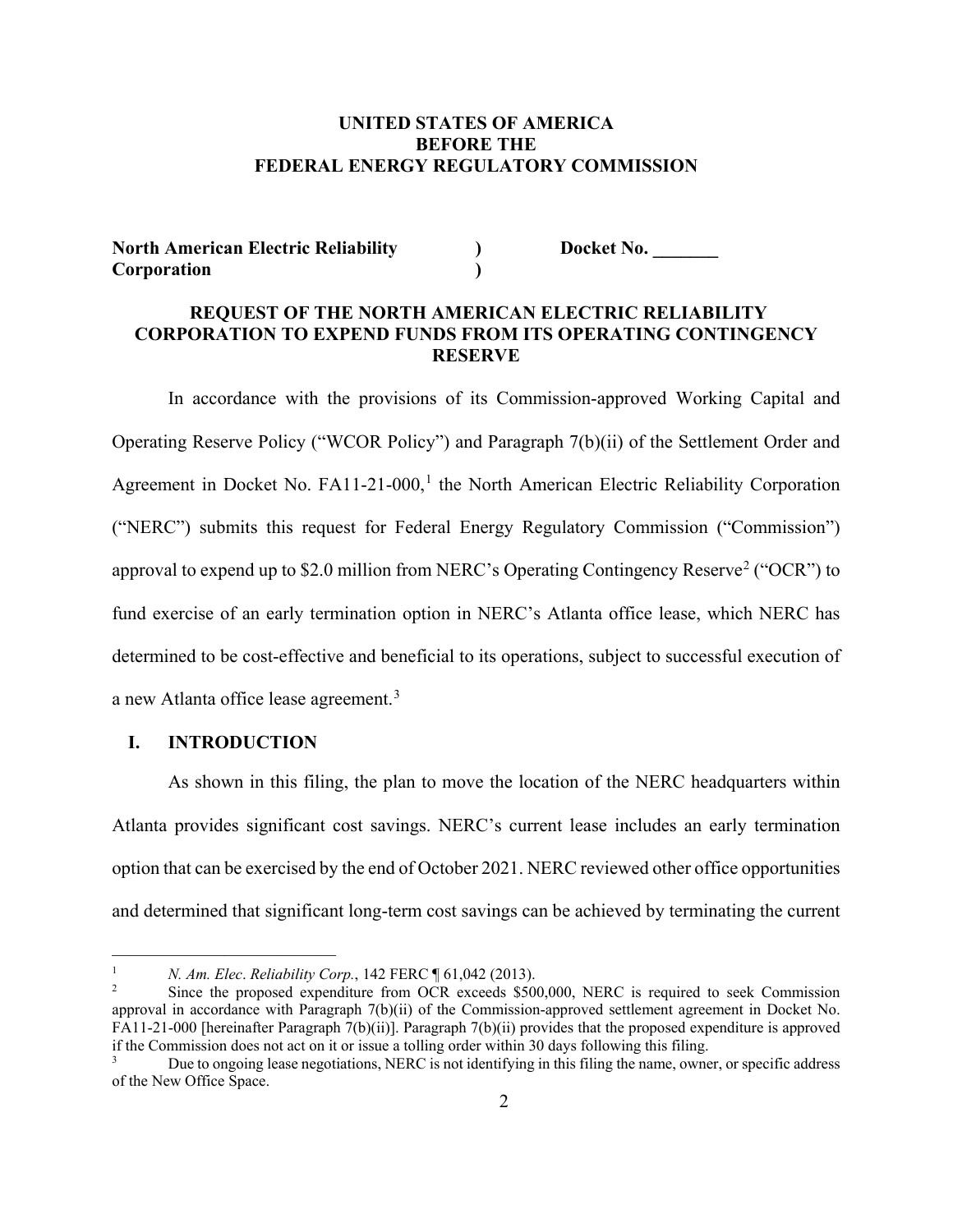**UNITED STATES OF AMERICA**
**BEFORE THE**
**FEDERAL ENERGY REGULATORY COMMISSION**

| | | |
|---|---|---|
| **North American Electric Reliability Corporation** | **)** **)** | **Docket No. _______** |

# REQUEST OF THE NORTH AMERICAN ELECTRIC RELIABILITY CORPORATION TO EXPEND FUNDS FROM ITS OPERATING CONTINGENCY RESERVE

In accordance with the provisions of its Commission-approved Working Capital and Operating Reserve Policy ("WCOR Policy") and Paragraph 7(b)(ii) of the Settlement Order and Agreement in Docket No. FA11-21-000,[1] the North American Electric Reliability Corporation ("NERC") submits this request for Federal Energy Regulatory Commission ("Commission") approval to expend up to $2.0 million from NERC's Operating Contingency Reserve[2] ("OCR") to fund exercise of an early termination option in NERC's Atlanta office lease, which NERC has determined to be cost-effective and beneficial to its operations, subject to successful execution of a new Atlanta office lease agreement.[3]

## I. INTRODUCTION

As shown in this filing, the plan to move the location of the NERC headquarters within Atlanta provides significant cost savings. NERC's current lease includes an early termination option that can be exercised by the end of October 2021. NERC reviewed other office opportunities and determined that significant long-term cost savings can be achieved by terminating the current

---

[1] *N. Am. Elec. Reliability Corp.*, 142 FERC ¶ 61,042 (2013).

[2] Since the proposed expenditure from OCR exceeds $500,000, NERC is required to seek Commission approval in accordance with Paragraph 7(b)(ii) of the Commission-approved settlement agreement in Docket No. FA11-21-000 [hereinafter Paragraph 7(b)(ii)]. Paragraph 7(b)(ii) provides that the proposed expenditure is approved if the Commission does not act on it or issue a tolling order within 30 days following this filing.

[3] Due to ongoing lease negotiations, NERC is not identifying in this filing the name, owner, or specific address of the New Office Space.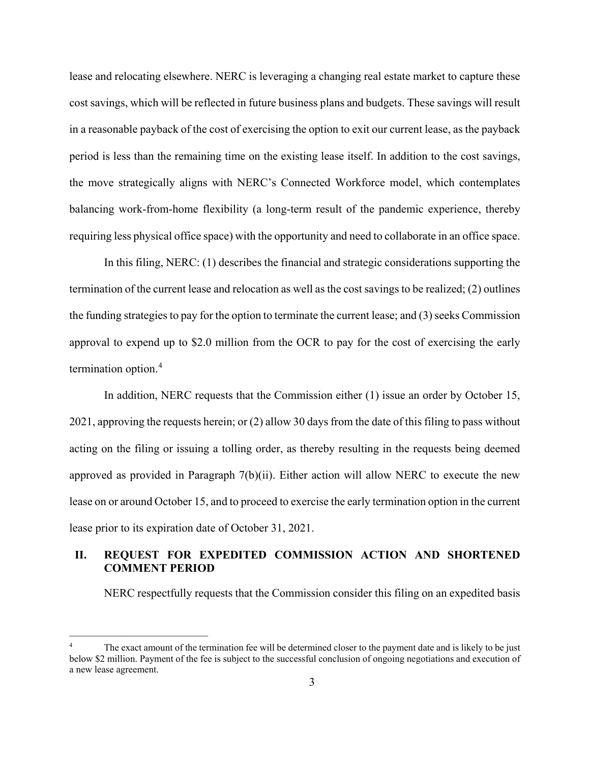lease and relocating elsewhere. NERC is leveraging a changing real estate market to capture these cost savings, which will be reflected in future business plans and budgets. These savings will result in a reasonable payback of the cost of exercising the option to exit our current lease, as the payback period is less than the remaining time on the existing lease itself. In addition to the cost savings, the move strategically aligns with NERC's Connected Workforce model, which contemplates balancing work-from-home flexibility (a long-term result of the pandemic experience, thereby requiring less physical office space) with the opportunity and need to collaborate in an office space.

In this filing, NERC: (1) describes the financial and strategic considerations supporting the termination of the current lease and relocation as well as the cost savings to be realized; (2) outlines the funding strategies to pay for the option to terminate the current lease; and (3) seeks Commission approval to expend up to $2.0 million from the OCR to pay for the cost of exercising the early termination option.[4]

In addition, NERC requests that the Commission either (1) issue an order by October 15, 2021, approving the requests herein; or (2) allow 30 days from the date of this filing to pass without acting on the filing or issuing a tolling order, as thereby resulting in the requests being deemed approved as provided in Paragraph 7(b)(ii). Either action will allow NERC to execute the new lease on or around October 15, and to proceed to exercise the early termination option in the current lease prior to its expiration date of October 31, 2021.

## II. REQUEST FOR EXPEDITED COMMISSION ACTION AND SHORTENED COMMENT PERIOD

NERC respectfully requests that the Commission consider this filing on an expedited basis

---

[4] The exact amount of the termination fee will be determined closer to the payment date and is likely to be just below $2 million. Payment of the fee is subject to the successful conclusion of ongoing negotiations and execution of a new lease agreement.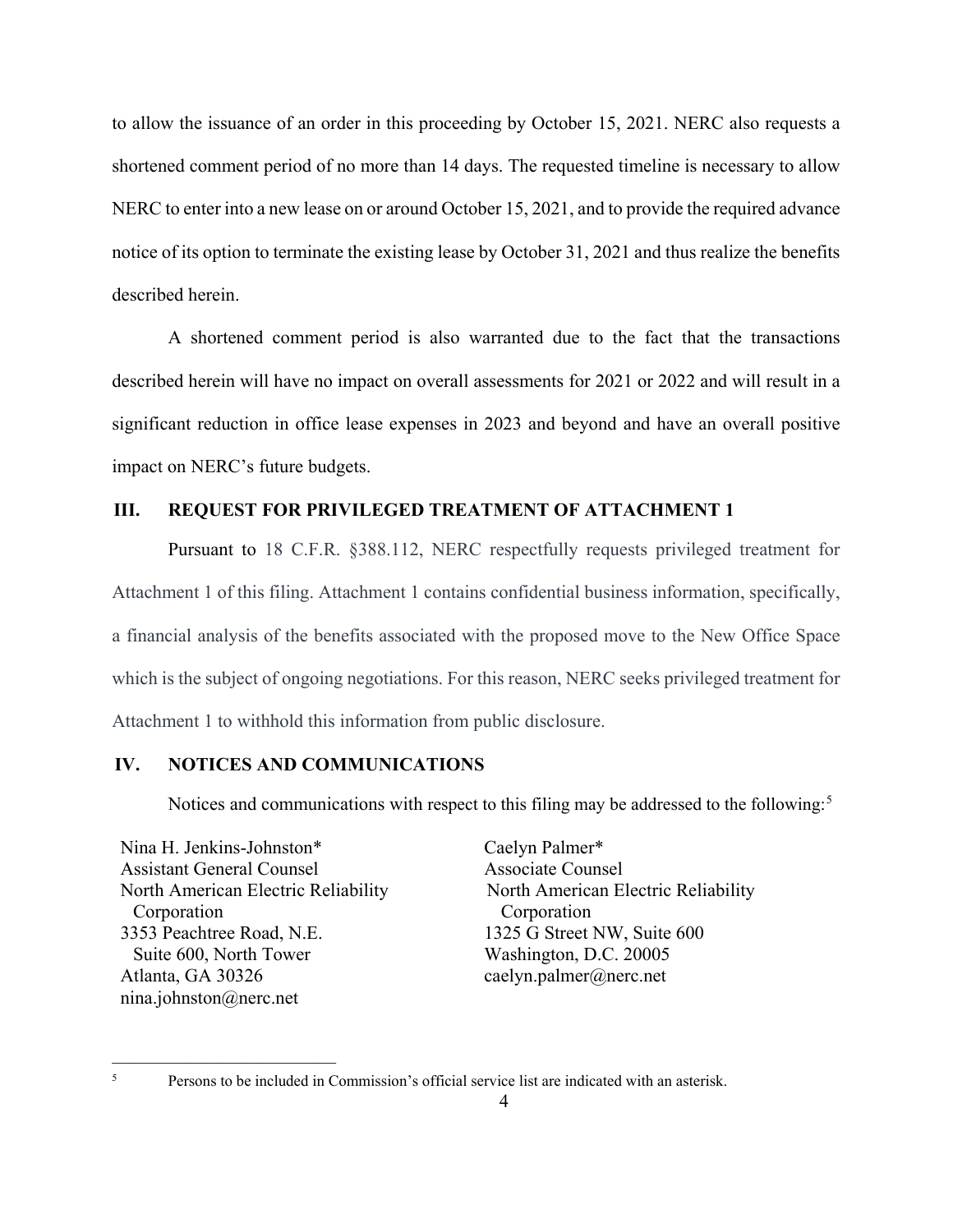to allow the issuance of an order in this proceeding by October 15, 2021. NERC also requests a shortened comment period of no more than 14 days. The requested timeline is necessary to allow NERC to enter into a new lease on or around October 15, 2021, and to provide the required advance notice of its option to terminate the existing lease by October 31, 2021 and thus realize the benefits described herein.

A shortened comment period is also warranted due to the fact that the transactions described herein will have no impact on overall assessments for 2021 or 2022 and will result in a significant reduction in office lease expenses in 2023 and beyond and have an overall positive impact on NERC's future budgets.

## III. REQUEST FOR PRIVILEGED TREATMENT OF ATTACHMENT 1

Pursuant to 18 C.F.R. §388.112, NERC respectfully requests privileged treatment for Attachment 1 of this filing. Attachment 1 contains confidential business information, specifically, a financial analysis of the benefits associated with the proposed move to the New Office Space which is the subject of ongoing negotiations. For this reason, NERC seeks privileged treatment for Attachment 1 to withhold this information from public disclosure.

## IV. NOTICES AND COMMUNICATIONS

Notices and communications with respect to this filing may be addressed to the following:[5]

Nina H. Jenkins-Johnston*
Assistant General Counsel
North American Electric Reliability Corporation
3353 Peachtree Road, N.E.
Suite 600, North Tower
Atlanta, GA 30326
nina.johnston@nerc.net

Caelyn Palmer*
Associate Counsel
North American Electric Reliability Corporation
1325 G Street NW, Suite 600
Washington, D.C. 20005
caelyn.palmer@nerc.net

---

[5] Persons to be included in Commission's official service list are indicated with an asterisk.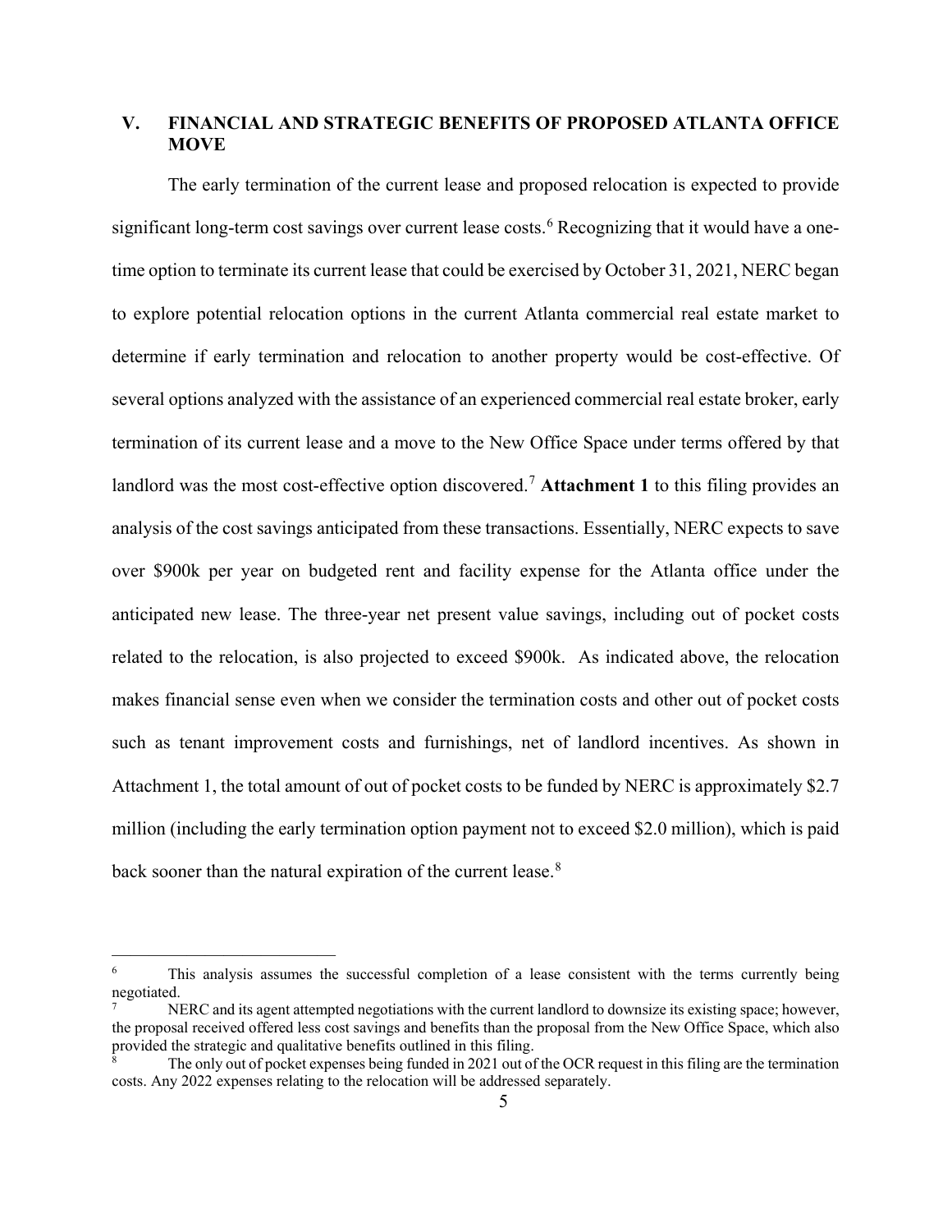## V. FINANCIAL AND STRATEGIC BENEFITS OF PROPOSED ATLANTA OFFICE MOVE

The early termination of the current lease and proposed relocation is expected to provide significant long-term cost savings over current lease costs.[6] Recognizing that it would have a one-time option to terminate its current lease that could be exercised by October 31, 2021, NERC began to explore potential relocation options in the current Atlanta commercial real estate market to determine if early termination and relocation to another property would be cost-effective. Of several options analyzed with the assistance of an experienced commercial real estate broker, early termination of its current lease and a move to the New Office Space under terms offered by that landlord was the most cost-effective option discovered.[7] **Attachment 1** to this filing provides an analysis of the cost savings anticipated from these transactions. Essentially, NERC expects to save over $900k per year on budgeted rent and facility expense for the Atlanta office under the anticipated new lease. The three-year net present value savings, including out of pocket costs related to the relocation, is also projected to exceed $900k. As indicated above, the relocation makes financial sense even when we consider the termination costs and other out of pocket costs such as tenant improvement costs and furnishings, net of landlord incentives. As shown in Attachment 1, the total amount of out of pocket costs to be funded by NERC is approximately $2.7 million (including the early termination option payment not to exceed $2.0 million), which is paid back sooner than the natural expiration of the current lease.[8]

---

[6] This analysis assumes the successful completion of a lease consistent with the terms currently being negotiated.

[7] NERC and its agent attempted negotiations with the current landlord to downsize its existing space; however, the proposal received offered less cost savings and benefits than the proposal from the New Office Space, which also provided the strategic and qualitative benefits outlined in this filing.

[8] The only out of pocket expenses being funded in 2021 out of the OCR request in this filing are the termination costs. Any 2022 expenses relating to the relocation will be addressed separately.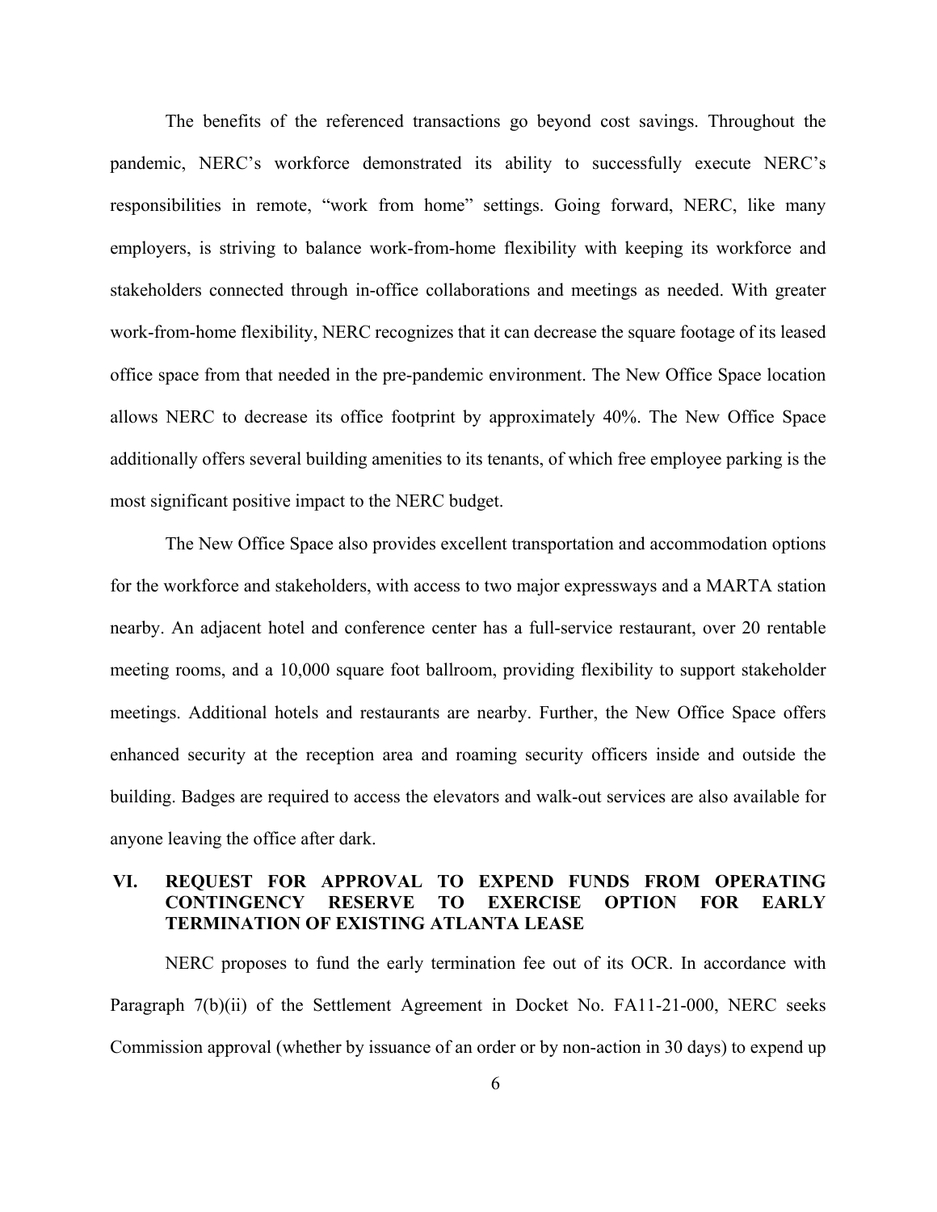The benefits of the referenced transactions go beyond cost savings. Throughout the pandemic, NERC's workforce demonstrated its ability to successfully execute NERC's responsibilities in remote, "work from home" settings. Going forward, NERC, like many employers, is striving to balance work-from-home flexibility with keeping its workforce and stakeholders connected through in-office collaborations and meetings as needed. With greater work-from-home flexibility, NERC recognizes that it can decrease the square footage of its leased office space from that needed in the pre-pandemic environment. The New Office Space location allows NERC to decrease its office footprint by approximately 40%. The New Office Space additionally offers several building amenities to its tenants, of which free employee parking is the most significant positive impact to the NERC budget.

The New Office Space also provides excellent transportation and accommodation options for the workforce and stakeholders, with access to two major expressways and a MARTA station nearby. An adjacent hotel and conference center has a full-service restaurant, over 20 rentable meeting rooms, and a 10,000 square foot ballroom, providing flexibility to support stakeholder meetings. Additional hotels and restaurants are nearby. Further, the New Office Space offers enhanced security at the reception area and roaming security officers inside and outside the building. Badges are required to access the elevators and walk-out services are also available for anyone leaving the office after dark.

## VI. REQUEST FOR APPROVAL TO EXPEND FUNDS FROM OPERATING CONTINGENCY RESERVE TO EXERCISE OPTION FOR EARLY TERMINATION OF EXISTING ATLANTA LEASE

NERC proposes to fund the early termination fee out of its OCR. In accordance with Paragraph 7(b)(ii) of the Settlement Agreement in Docket No. FA11-21-000, NERC seeks Commission approval (whether by issuance of an order or by non-action in 30 days) to expend up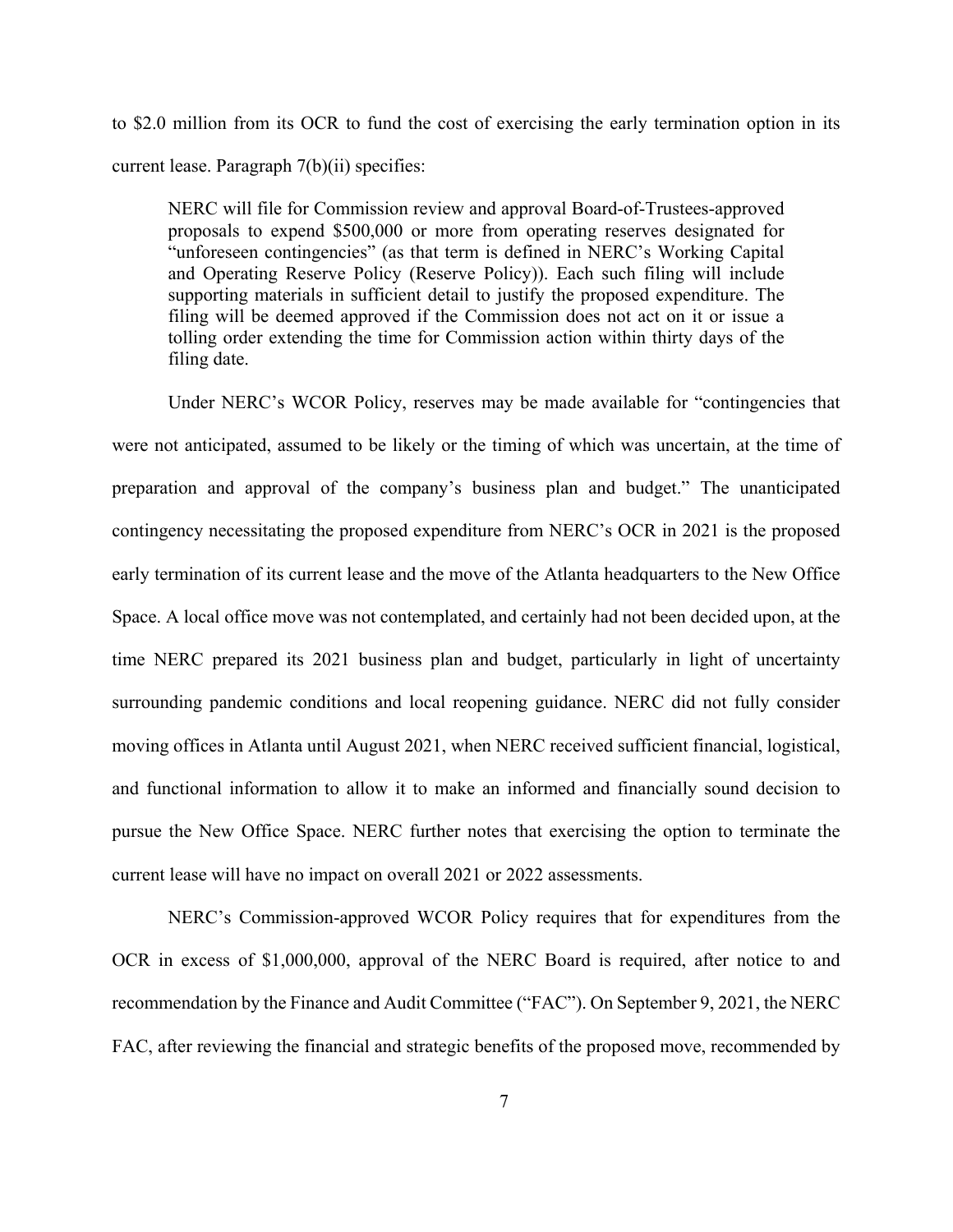to $2.0 million from its OCR to fund the cost of exercising the early termination option in its current lease. Paragraph 7(b)(ii) specifies:

> NERC will file for Commission review and approval Board-of-Trustees-approved proposals to expend $500,000 or more from operating reserves designated for "unforeseen contingencies" (as that term is defined in NERC's Working Capital and Operating Reserve Policy (Reserve Policy)). Each such filing will include supporting materials in sufficient detail to justify the proposed expenditure. The filing will be deemed approved if the Commission does not act on it or issue a tolling order extending the time for Commission action within thirty days of the filing date.

Under NERC's WCOR Policy, reserves may be made available for "contingencies that were not anticipated, assumed to be likely or the timing of which was uncertain, at the time of preparation and approval of the company's business plan and budget." The unanticipated contingency necessitating the proposed expenditure from NERC's OCR in 2021 is the proposed early termination of its current lease and the move of the Atlanta headquarters to the New Office Space. A local office move was not contemplated, and certainly had not been decided upon, at the time NERC prepared its 2021 business plan and budget, particularly in light of uncertainty surrounding pandemic conditions and local reopening guidance. NERC did not fully consider moving offices in Atlanta until August 2021, when NERC received sufficient financial, logistical, and functional information to allow it to make an informed and financially sound decision to pursue the New Office Space. NERC further notes that exercising the option to terminate the current lease will have no impact on overall 2021 or 2022 assessments.

NERC's Commission-approved WCOR Policy requires that for expenditures from the OCR in excess of $1,000,000, approval of the NERC Board is required, after notice to and recommendation by the Finance and Audit Committee ("FAC"). On September 9, 2021, the NERC FAC, after reviewing the financial and strategic benefits of the proposed move, recommended by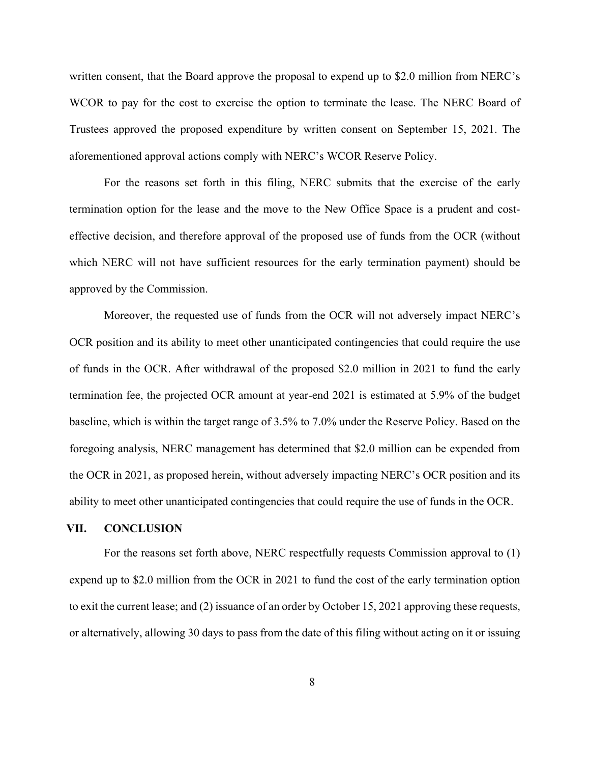written consent, that the Board approve the proposal to expend up to $2.0 million from NERC's WCOR to pay for the cost to exercise the option to terminate the lease. The NERC Board of Trustees approved the proposed expenditure by written consent on September 15, 2021. The aforementioned approval actions comply with NERC's WCOR Reserve Policy.

For the reasons set forth in this filing, NERC submits that the exercise of the early termination option for the lease and the move to the New Office Space is a prudent and cost-effective decision, and therefore approval of the proposed use of funds from the OCR (without which NERC will not have sufficient resources for the early termination payment) should be approved by the Commission.

Moreover, the requested use of funds from the OCR will not adversely impact NERC's OCR position and its ability to meet other unanticipated contingencies that could require the use of funds in the OCR. After withdrawal of the proposed $2.0 million in 2021 to fund the early termination fee, the projected OCR amount at year-end 2021 is estimated at 5.9% of the budget baseline, which is within the target range of 3.5% to 7.0% under the Reserve Policy. Based on the foregoing analysis, NERC management has determined that $2.0 million can be expended from the OCR in 2021, as proposed herein, without adversely impacting NERC's OCR position and its ability to meet other unanticipated contingencies that could require the use of funds in the OCR.

## VII. CONCLUSION

For the reasons set forth above, NERC respectfully requests Commission approval to (1) expend up to $2.0 million from the OCR in 2021 to fund the cost of the early termination option to exit the current lease; and (2) issuance of an order by October 15, 2021 approving these requests, or alternatively, allowing 30 days to pass from the date of this filing without acting on it or issuing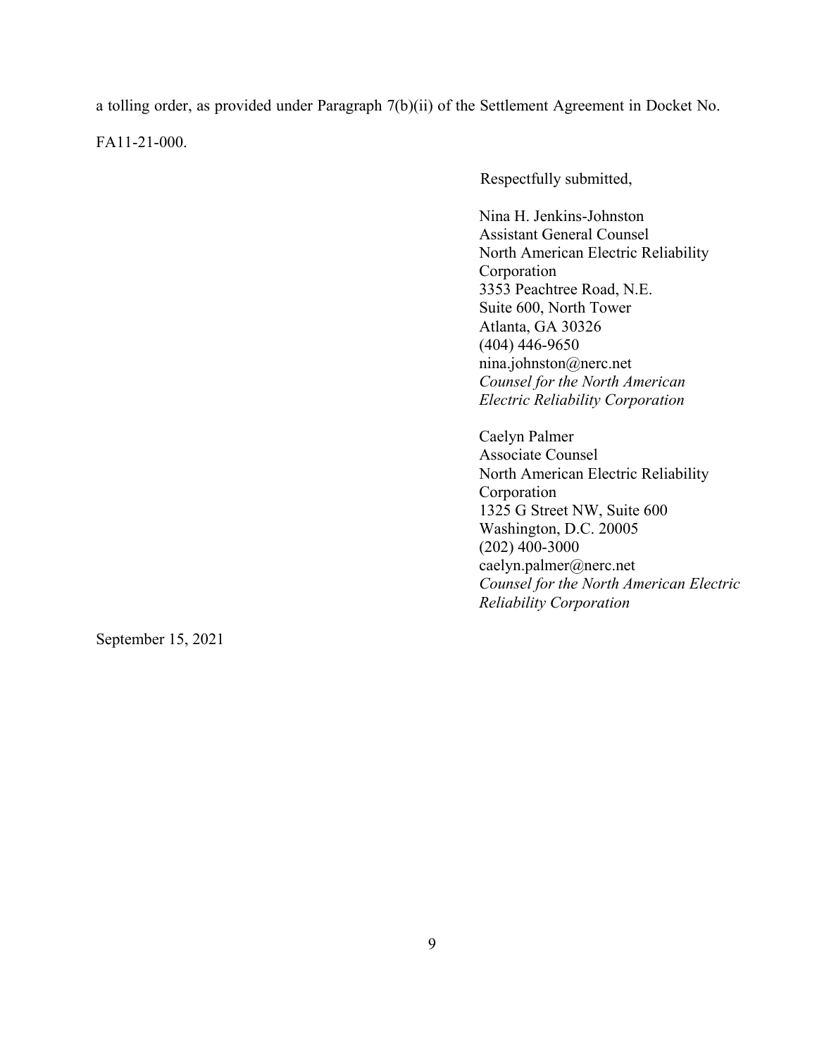a tolling order, as provided under Paragraph 7(b)(ii) of the Settlement Agreement in Docket No. FA11-21-000.

Respectfully submitted,

Nina H. Jenkins-Johnston
Assistant General Counsel
North American Electric Reliability Corporation
3353 Peachtree Road, N.E.
Suite 600, North Tower
Atlanta, GA 30326
(404) 446-9650
nina.johnston@nerc.net
*Counsel for the North American Electric Reliability Corporation*

Caelyn Palmer
Associate Counsel
North American Electric Reliability Corporation
1325 G Street NW, Suite 600
Washington, D.C. 20005
(202) 400-3000
caelyn.palmer@nerc.net
*Counsel for the North American Electric Reliability Corporation*

September 15, 2021